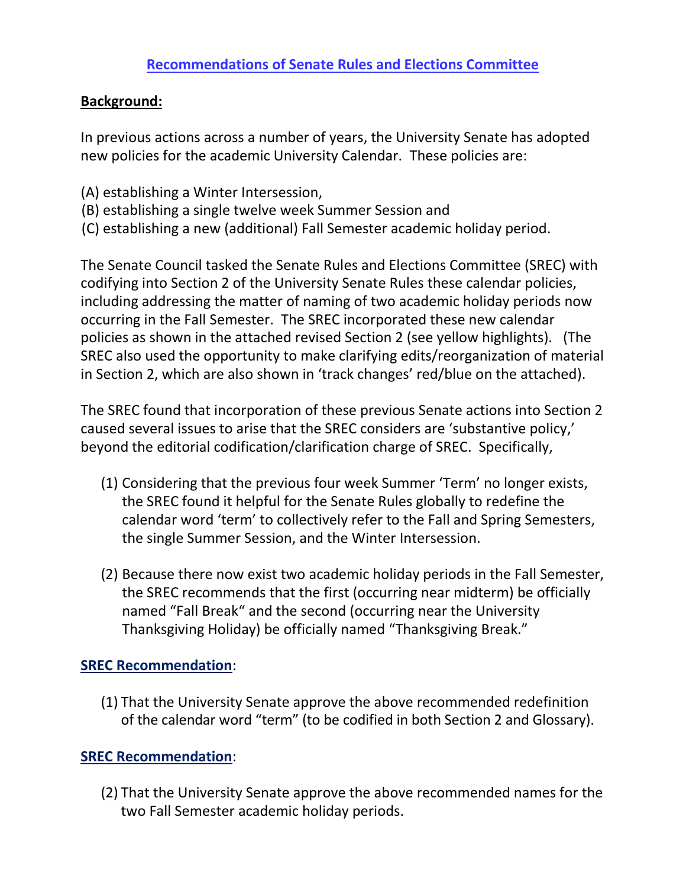# Recommendations of Senate Rules and Elections Committee

**Background:**

In previous actions across a number of years, the University Senate has adopted new policies for the academic University Calendar. These policies are:

(A) establishing a Winter Intersession,
(B) establishing a single twelve week Summer Session and
(C) establishing a new (additional) Fall Semester academic holiday period.

The Senate Council tasked the Senate Rules and Elections Committee (SREC) with codifying into Section 2 of the University Senate Rules these calendar policies, including addressing the matter of naming of two academic holiday periods now occurring in the Fall Semester. The SREC incorporated these new calendar policies as shown in the attached revised Section 2 (see yellow highlights). (The SREC also used the opportunity to make clarifying edits/reorganization of material in Section 2, which are also shown in 'track changes' red/blue on the attached).

The SREC found that incorporation of these previous Senate actions into Section 2 caused several issues to arise that the SREC considers are 'substantive policy,' beyond the editorial codification/clarification charge of SREC. Specifically,

(1) Considering that the previous four week Summer 'Term' no longer exists, the SREC found it helpful for the Senate Rules globally to redefine the calendar word 'term' to collectively refer to the Fall and Spring Semesters, the single Summer Session, and the Winter Intersession.

(2) Because there now exist two academic holiday periods in the Fall Semester, the SREC recommends that the first (occurring near midterm) be officially named "Fall Break" and the second (occurring near the University Thanksgiving Holiday) be officially named "Thanksgiving Break."

**SREC Recommendation**:

(1) That the University Senate approve the above recommended redefinition of the calendar word "term" (to be codified in both Section 2 and Glossary).

**SREC Recommendation**:

(2) That the University Senate approve the above recommended names for the two Fall Semester academic holiday periods.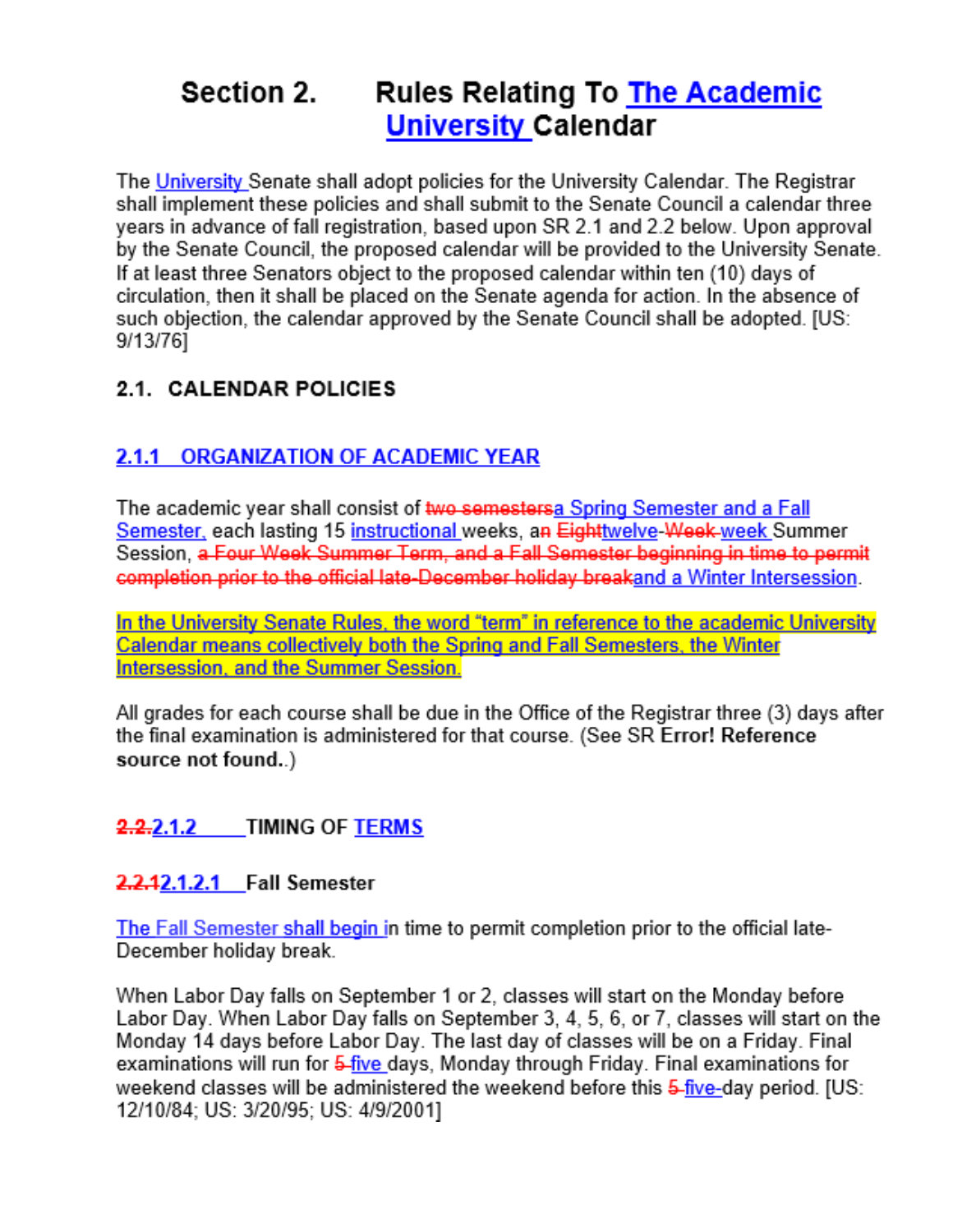# Section 2. Rules Relating To ~~The Academic~~ University Calendar

The University Senate shall adopt policies for the University Calendar. The Registrar shall implement these policies and shall submit to the Senate Council a calendar three years in advance of fall registration, based upon SR 2.1 and 2.2 below. Upon approval by the Senate Council, the proposed calendar will be provided to the University Senate. If at least three Senators object to the proposed calendar within ten (10) days of circulation, then it shall be placed on the Senate agenda for action. In the absence of such objection, the calendar approved by the Senate Council shall be adopted. [US: 9/13/76]

## 2.1. CALENDAR POLICIES

### 2.1.1 ORGANIZATION OF ACADEMIC YEAR

The academic year shall consist of ~~two semesters~~a Spring Semester and a Fall Semester, each lasting 15 instructional weeks, a~~n~~ ~~Eight~~twelve-~~Week~~ week Summer Session, ~~a Four Week Summer Term, and a Fall Semester beginning in time to permit completion prior to the official late-December holiday break~~and a Winter Intersession.

In the University Senate Rules, the word "term" in reference to the academic University Calendar means collectively both the Spring and Fall Semesters, the Winter Intersession, and the Summer Session.

All grades for each course shall be due in the Office of the Registrar three (3) days after the final examination is administered for that course. (See SR **Error! Reference source not found.**)

### ~~2.2.~~2.1.2 TIMING OF TERMS

#### ~~2.2.1~~2.1.2.1 Fall Semester

The Fall Semester shall begin in time to permit completion prior to the official late-December holiday break.

When Labor Day falls on September 1 or 2, classes will start on the Monday before Labor Day. When Labor Day falls on September 3, 4, 5, 6, or 7, classes will start on the Monday 14 days before Labor Day. The last day of classes will be on a Friday. Final examinations will run for ~~5~~ five days, Monday through Friday. Final examinations for weekend classes will be administered the weekend before this ~~5~~ five-day period. [US: 12/10/84; US: 3/20/95; US: 4/9/2001]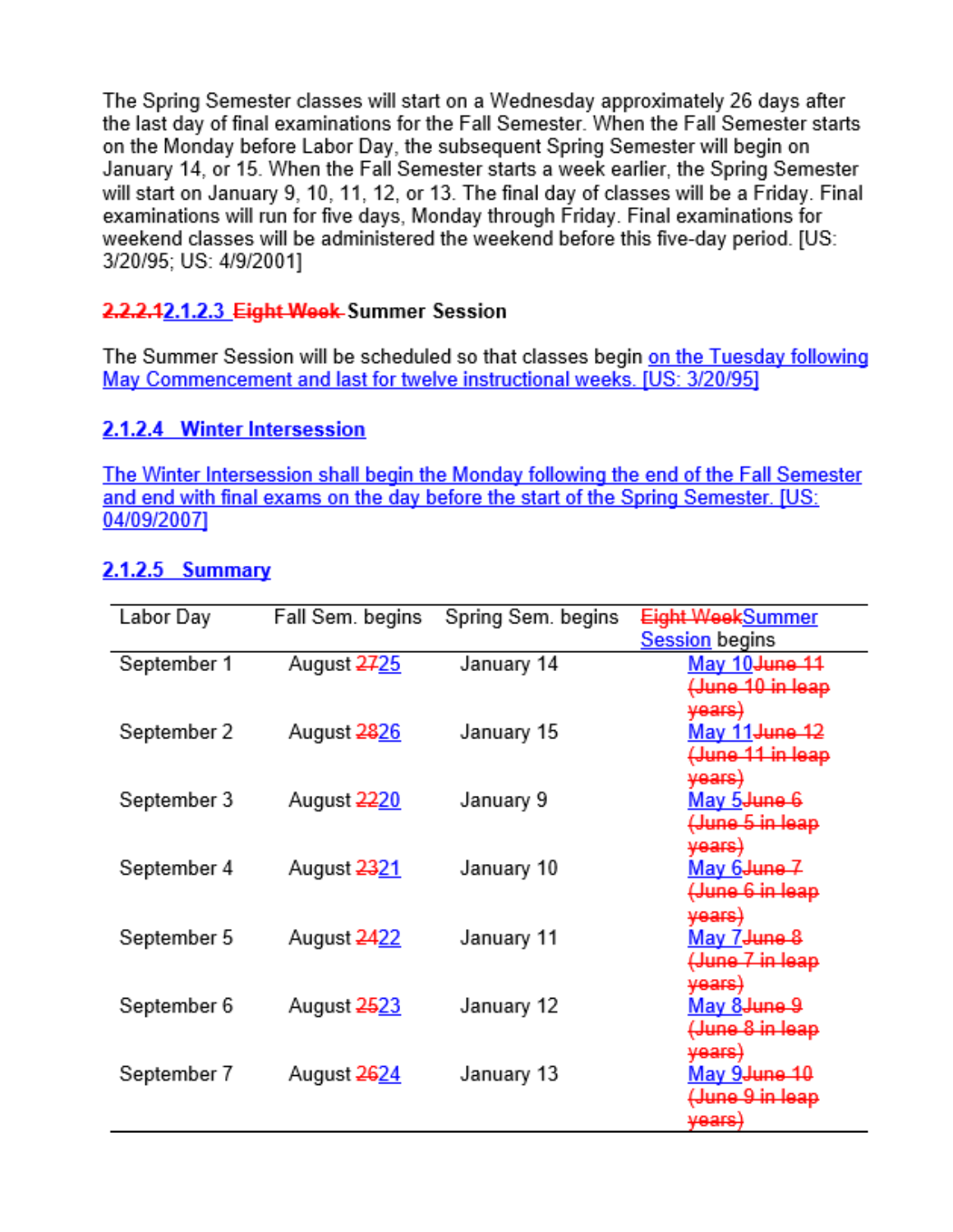The Spring Semester classes will start on a Wednesday approximately 26 days after the last day of final examinations for the Fall Semester. When the Fall Semester starts on the Monday before Labor Day, the subsequent Spring Semester will begin on January 14, or 15. When the Fall Semester starts a week earlier, the Spring Semester will start on January 9, 10, 11, 12, or 13. The final day of classes will be a Friday. Final examinations will run for five days, Monday through Friday. Final examinations for weekend classes will be administered the weekend before this five-day period. [US: 3/20/95; US: 4/9/2001]

### ~~2.2.2.1~~2.1.2.3 ~~Eight Week~~ Summer Session

The Summer Session will be scheduled so that classes begin on the Tuesday following May Commencement and last for twelve instructional weeks. [US: 3/20/95]

### 2.1.2.4 Winter Intersession

The Winter Intersession shall begin the Monday following the end of the Fall Semester and end with final exams on the day before the start of the Spring Semester. [US: 04/09/2007]

### 2.1.2.5 Summary

| Labor Day | Fall Sem. begins | Spring Sem. begins | ~~Eight Week~~Summer Session begins |
|---|---|---|---|
| September 1 | August ~~27~~25 | January 14 | May 10~~June 11 (June 10 in leap years)~~ |
| September 2 | August ~~28~~26 | January 15 | May 11~~June 12 (June 11 in leap years)~~ |
| September 3 | August ~~22~~20 | January 9 | May 5~~June 6 (June 5 in leap years)~~ |
| September 4 | August ~~23~~21 | January 10 | May 6~~June 7 (June 6 in leap years)~~ |
| September 5 | August ~~24~~22 | January 11 | May 7~~June 8 (June 7 in leap years)~~ |
| September 6 | August ~~25~~23 | January 12 | May 8~~June 9 (June 8 in leap years)~~ |
| September 7 | August ~~26~~24 | January 13 | May 9~~June 10 (June 9 in leap years)~~ |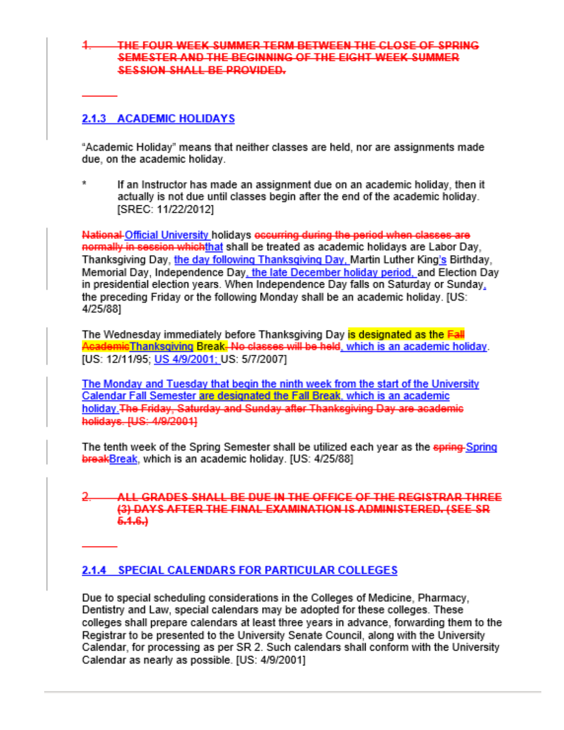~~1. THE FOUR WEEK SUMMER TERM BETWEEN THE CLOSE OF SPRING SEMESTER AND THE BEGINNING OF THE EIGHT WEEK SUMMER SESSION SHALL BE PROVIDED.~~

### 2.1.3 ACADEMIC HOLIDAYS

"Academic Holiday" means that neither classes are held, nor are assignments made due, on the academic holiday.

\* If an Instructor has made an assignment due on an academic holiday, then it actually is not due until classes begin after the end of the academic holiday. [SREC: 11/22/2012]

~~National~~ Official University holidays ~~occurring during the period when classes are normally in session which~~that shall be treated as academic holidays are Labor Day, Thanksgiving Day, the day following Thanksgiving Day, Martin Luther King's Birthday, Memorial Day, Independence Day, the late December holiday period, and Election Day in presidential election years. When Independence Day falls on Saturday or Sunday, the preceding Friday or the following Monday shall be an academic holiday. [US: 4/25/88]

The Wednesday immediately before Thanksgiving Day is designated as the ~~Fall Academic~~Thanksgiving Break. ~~No classes will be held~~, which is an academic holiday. [US: 12/11/95; US 4/9/2001; US: 5/7/2007]

The Monday and Tuesday that begin the ninth week from the start of the University Calendar Fall Semester are designated the Fall Break, which is an academic holiday. ~~The Friday, Saturday and Sunday after Thanksgiving Day are academic holidays. [US: 4/9/2001]~~

The tenth week of the Spring Semester shall be utilized each year as the ~~spring~~ Spring ~~break~~Break, which is an academic holiday. [US: 4/25/88]

~~2. ALL GRADES SHALL BE DUE IN THE OFFICE OF THE REGISTRAR THREE (3) DAYS AFTER THE FINAL EXAMINATION IS ADMINISTERED. (SEE SR 5.1.6.)~~

### 2.1.4 SPECIAL CALENDARS FOR PARTICULAR COLLEGES

Due to special scheduling considerations in the Colleges of Medicine, Pharmacy, Dentistry and Law, special calendars may be adopted for these colleges. These colleges shall prepare calendars at least three years in advance, forwarding them to the Registrar to be presented to the University Senate Council, along with the University Calendar, for processing as per SR 2. Such calendars shall conform with the University Calendar as nearly as possible. [US: 4/9/2001]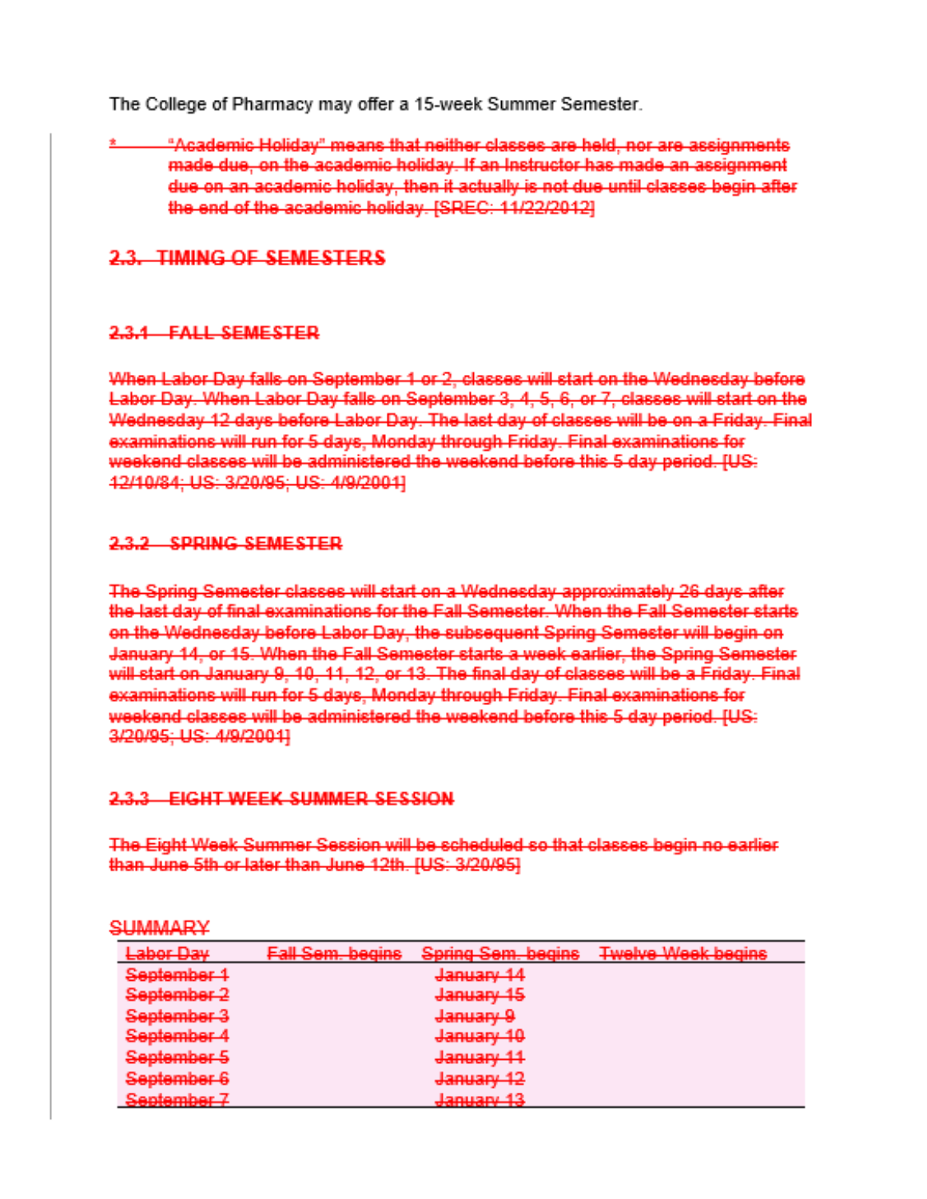The College of Pharmacy may offer a 15-week Summer Semester.

~~* "Academic Holiday" means that neither classes are held, nor are assignments made due, on the academic holiday. If an Instructor has made an assignment due on an academic holiday, then it actually is not due until classes begin after the end of the academic holiday. [SREC: 11/22/2012]~~

## ~~2.3. TIMING OF SEMESTERS~~

### ~~2.3.1 FALL SEMESTER~~

~~When Labor Day falls on September 1 or 2, classes will start on the Wednesday before Labor Day. When Labor Day falls on September 3, 4, 5, 6, or 7, classes will start on the Wednesday 12 days before Labor Day. The last day of classes will be on a Friday. Final examinations will run for 5 days, Monday through Friday. Final examinations for weekend classes will be administered the weekend before this 5 day period. [US: 12/10/84; US: 3/20/95; US: 4/9/2001]~~

### ~~2.3.2 SPRING SEMESTER~~

~~The Spring Semester classes will start on a Wednesday approximately 26 days after the last day of final examinations for the Fall Semester. When the Fall Semester starts on the Wednesday before Labor Day, the subsequent Spring Semester will begin on January 14, or 15. When the Fall Semester starts a week earlier, the Spring Semester will start on January 9, 10, 11, 12, or 13. The final day of classes will be a Friday. Final examinations will run for 5 days, Monday through Friday. Final examinations for weekend classes will be administered the weekend before this 5 day period. [US: 3/20/95; US: 4/9/2001]~~

### ~~2.3.3 EIGHT WEEK SUMMER SESSION~~

~~The Eight Week Summer Session will be scheduled so that classes begin no earlier than June 5th or later than June 12th. [US: 3/20/95]~~

~~SUMMARY~~

| ~~Labor Day~~ | ~~Fall Sem. begins~~ | ~~Spring Sem. begins~~ | ~~Twelve Week begins~~ |
|---|---|---|---|
| ~~September 1~~ | | ~~January 14~~ | |
| ~~September 2~~ | | ~~January 15~~ | |
| ~~September 3~~ | | ~~January 9~~ | |
| ~~September 4~~ | | ~~January 10~~ | |
| ~~September 5~~ | | ~~January 11~~ | |
| ~~September 6~~ | | ~~January 12~~ | |
| ~~September 7~~ | | ~~January 13~~ | |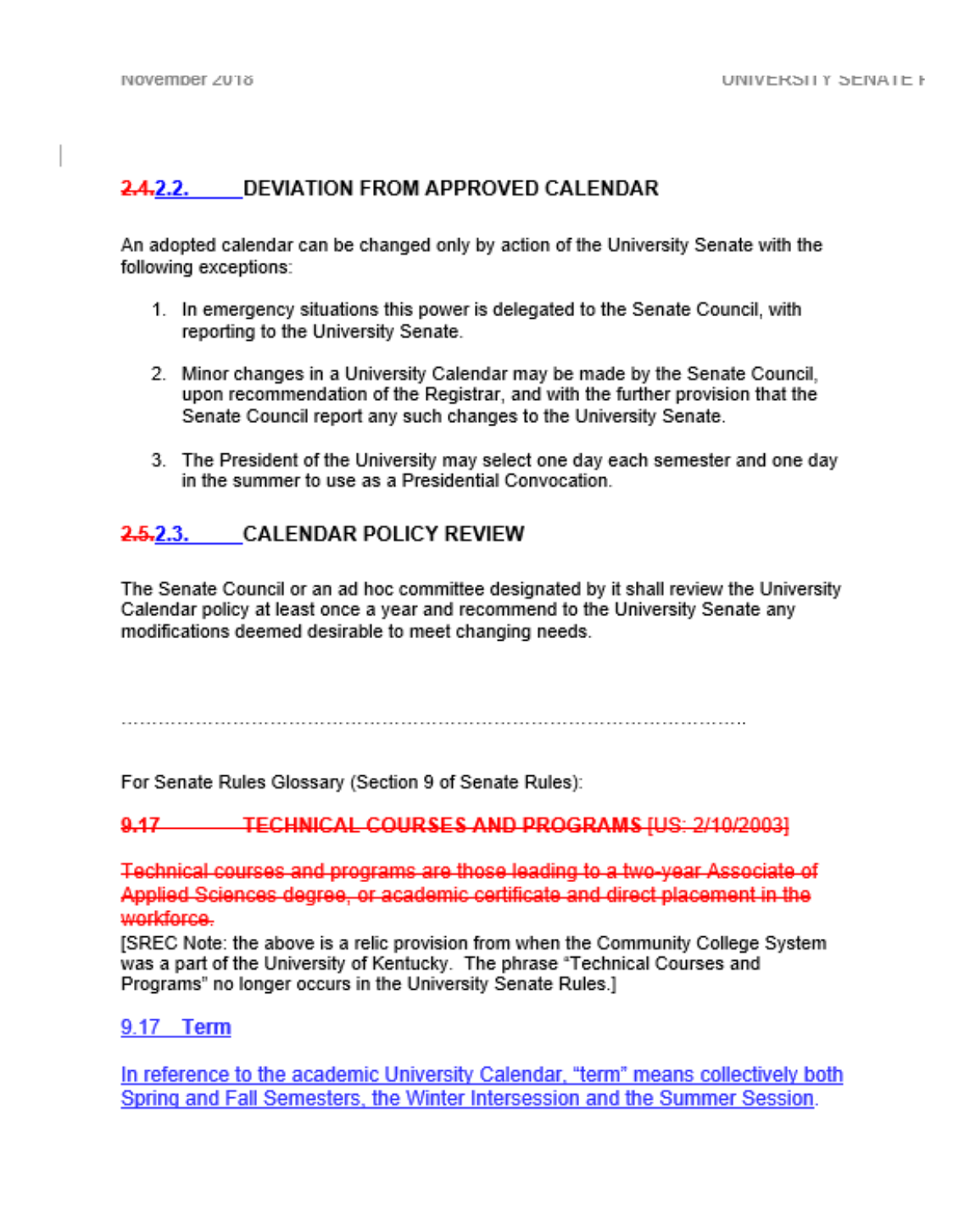## ~~2.4.~~2.2. DEVIATION FROM APPROVED CALENDAR

An adopted calendar can be changed only by action of the University Senate with the following exceptions:

1. In emergency situations this power is delegated to the Senate Council, with reporting to the University Senate.
2. Minor changes in a University Calendar may be made by the Senate Council, upon recommendation of the Registrar, and with the further provision that the Senate Council report any such changes to the University Senate.
3. The President of the University may select one day each semester and one day in the summer to use as a Presidential Convocation.

## ~~2.5.~~2.3. CALENDAR POLICY REVIEW

The Senate Council or an ad hoc committee designated by it shall review the University Calendar policy at least once a year and recommend to the University Senate any modifications deemed desirable to meet changing needs.

…………………………………………………………………………………………

For Senate Rules Glossary (Section 9 of Senate Rules):

~~9.17 TECHNICAL COURSES AND PROGRAMS [US: 2/10/2003]~~

~~Technical courses and programs are those leading to a two-year Associate of Applied Sciences degree, or academic certificate and direct placement in the workforce.~~

[SREC Note: the above is a relic provision from when the Community College System was a part of the University of Kentucky. The phrase "Technical Courses and Programs" no longer occurs in the University Senate Rules.]

9.17 Term

In reference to the academic University Calendar, "term" means collectively both Spring and Fall Semesters, the Winter Intersession and the Summer Session.